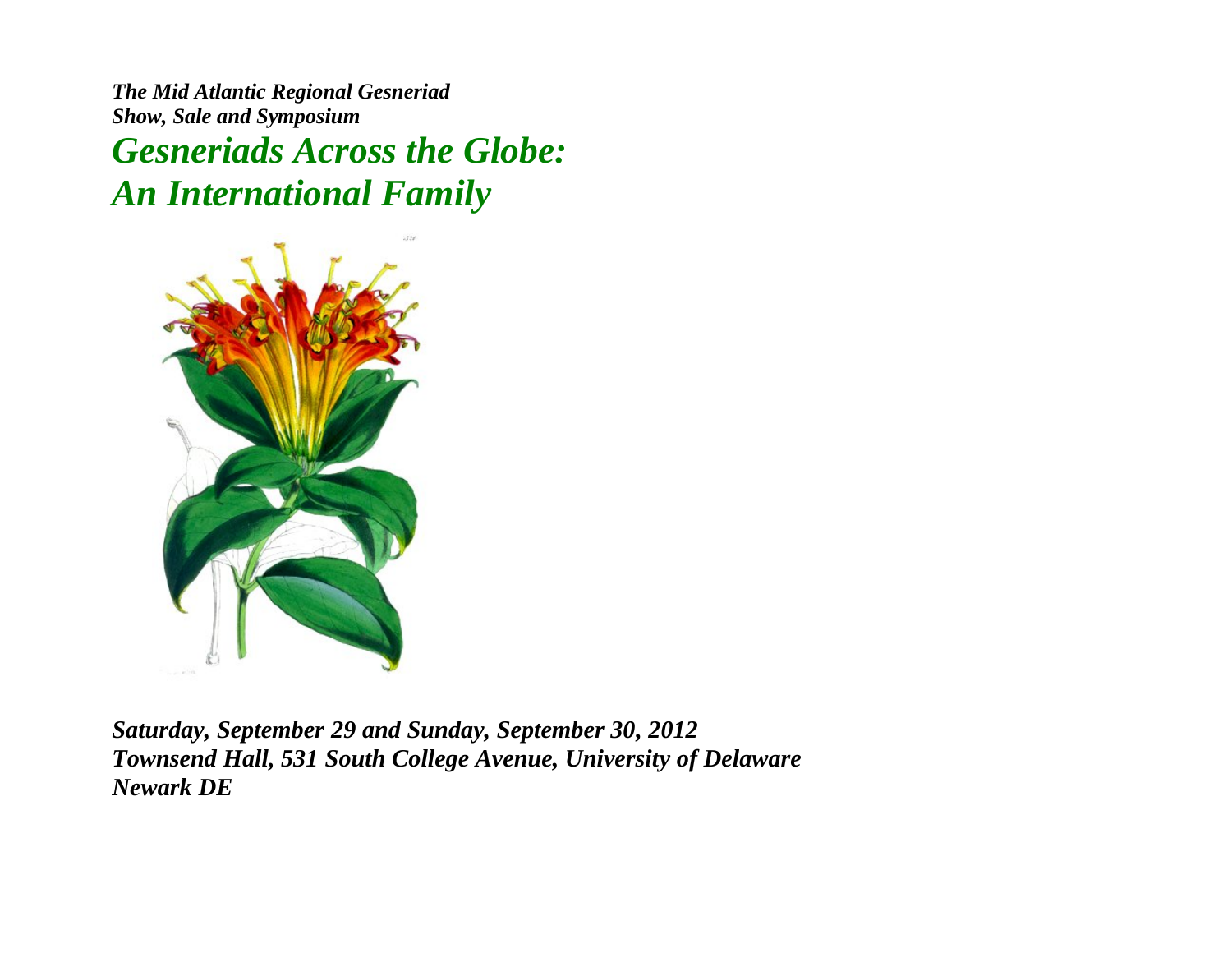***The Mid Atlantic Regional Gesneriad***
***Show, Sale and Symposium***

# *Gesneriads Across the Globe:*
# *An International Family*

***Saturday, September 29 and Sunday, September 30, 2012***
***Townsend Hall, 531 South College Avenue, University of Delaware***
***Newark DE***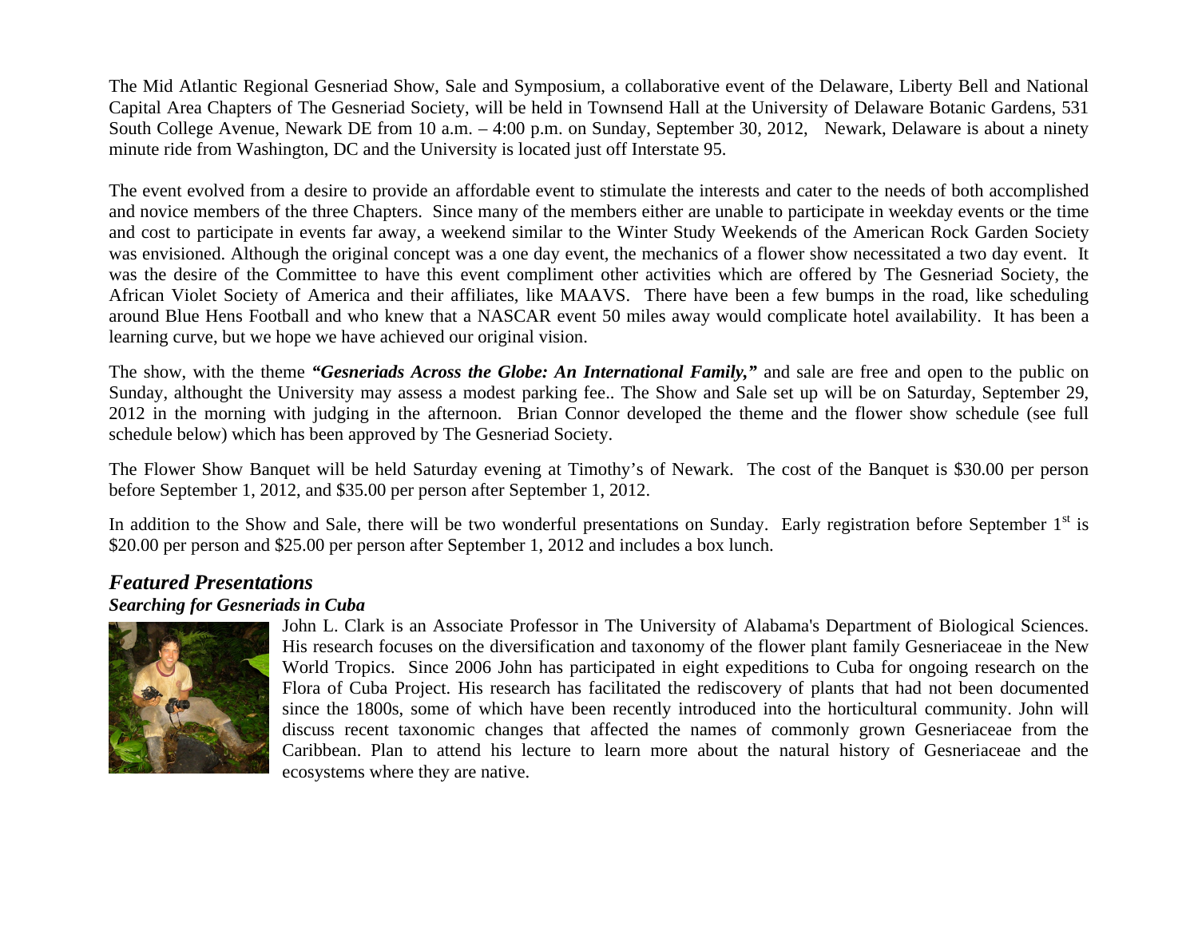The Mid Atlantic Regional Gesneriad Show, Sale and Symposium, a collaborative event of the Delaware, Liberty Bell and National Capital Area Chapters of The Gesneriad Society, will be held in Townsend Hall at the University of Delaware Botanic Gardens, 531 South College Avenue, Newark DE from 10 a.m. – 4:00 p.m. on Sunday, September 30, 2012, Newark, Delaware is about a ninety minute ride from Washington, DC and the University is located just off Interstate 95.

The event evolved from a desire to provide an affordable event to stimulate the interests and cater to the needs of both accomplished and novice members of the three Chapters. Since many of the members either are unable to participate in weekday events or the time and cost to participate in events far away, a weekend similar to the Winter Study Weekends of the American Rock Garden Society was envisioned. Although the original concept was a one day event, the mechanics of a flower show necessitated a two day event. It was the desire of the Committee to have this event compliment other activities which are offered by The Gesneriad Society, the African Violet Society of America and their affiliates, like MAAVS. There have been a few bumps in the road, like scheduling around Blue Hens Football and who knew that a NASCAR event 50 miles away would complicate hotel availability. It has been a learning curve, but we hope we have achieved our original vision.

The show, with the theme ***"Gesneriads Across the Globe: An International Family,"*** and sale are free and open to the public on Sunday, althought the University may assess a modest parking fee.. The Show and Sale set up will be on Saturday, September 29, 2012 in the morning with judging in the afternoon. Brian Connor developed the theme and the flower show schedule (see full schedule below) which has been approved by The Gesneriad Society.

The Flower Show Banquet will be held Saturday evening at Timothy's of Newark. The cost of the Banquet is $30.00 per person before September 1, 2012, and $35.00 per person after September 1, 2012.

In addition to the Show and Sale, there will be two wonderful presentations on Sunday. Early registration before September 1st is $20.00 per person and $25.00 per person after September 1, 2012 and includes a box lunch.

## *Featured Presentations*

### *Searching for Gesneriads in Cuba*

John L. Clark is an Associate Professor in The University of Alabama's Department of Biological Sciences. His research focuses on the diversification and taxonomy of the flower plant family Gesneriaceae in the New World Tropics. Since 2006 John has participated in eight expeditions to Cuba for ongoing research on the Flora of Cuba Project. His research has facilitated the rediscovery of plants that had not been documented since the 1800s, some of which have been recently introduced into the horticultural community. John will discuss recent taxonomic changes that affected the names of commonly grown Gesneriaceae from the Caribbean. Plan to attend his lecture to learn more about the natural history of Gesneriaceae and the ecosystems where they are native.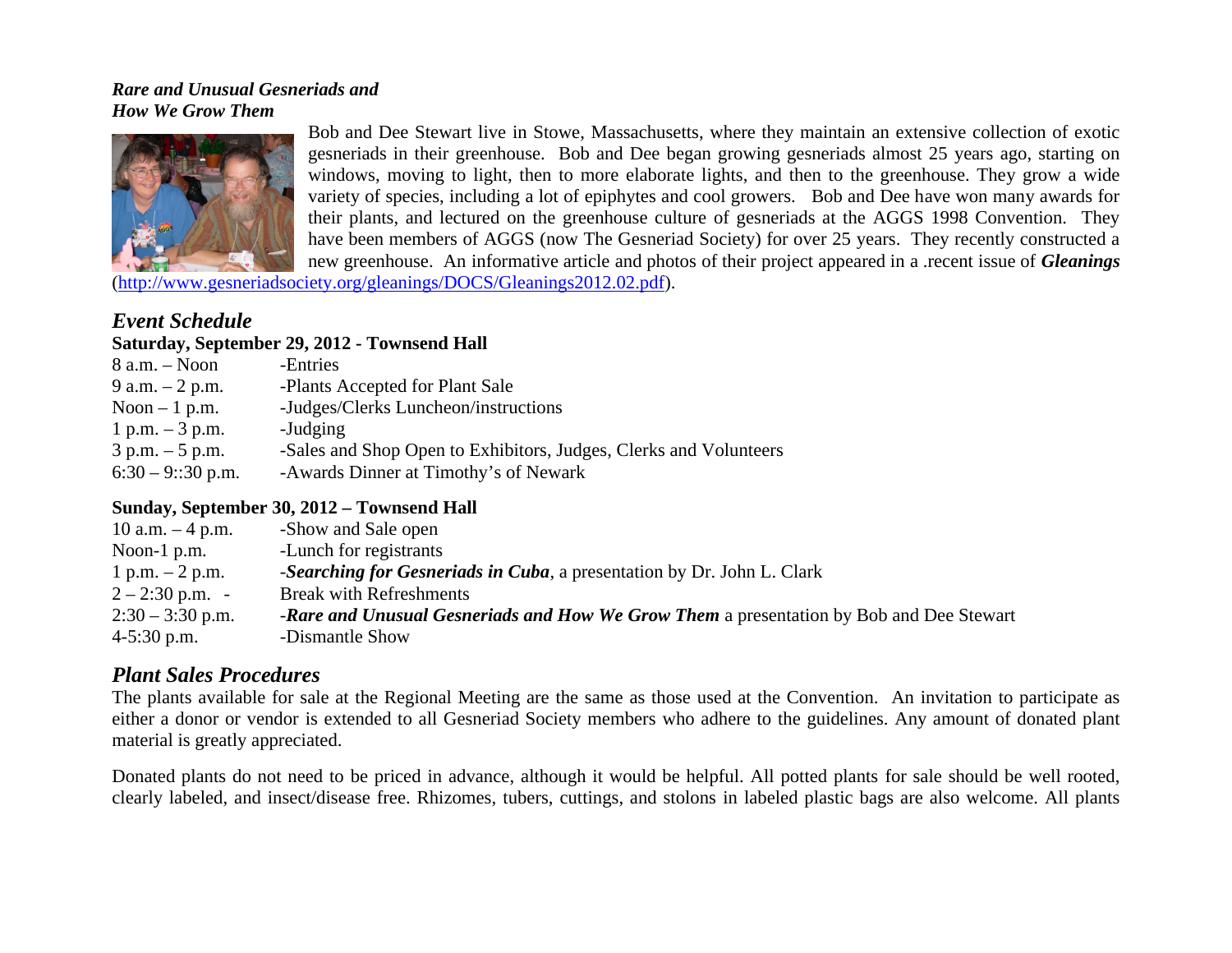***Rare and Unusual Gesneriads and How We Grow Them***

Bob and Dee Stewart live in Stowe, Massachusetts, where they maintain an extensive collection of exotic gesneriads in their greenhouse. Bob and Dee began growing gesneriads almost 25 years ago, starting on windows, moving to light, then to more elaborate lights, and then to the greenhouse. They grow a wide variety of species, including a lot of epiphytes and cool growers. Bob and Dee have won many awards for their plants, and lectured on the greenhouse culture of gesneriads at the AGGS 1998 Convention. They have been members of AGGS (now The Gesneriad Society) for over 25 years. They recently constructed a new greenhouse. An informative article and photos of their project appeared in a .recent issue of ***Gleanings*** (http://www.gesneriadsociety.org/gleanings/DOCS/Gleanings2012.02.pdf).

## *Event Schedule*

**Saturday, September 29, 2012 - Townsend Hall**

| | |
|---|---|
| 8 a.m. – Noon | -Entries |
| 9 a.m. – 2 p.m. | -Plants Accepted for Plant Sale |
| Noon – 1 p.m. | -Judges/Clerks Luncheon/instructions |
| 1 p.m. – 3 p.m. | -Judging |
| 3 p.m. – 5 p.m. | -Sales and Shop Open to Exhibitors, Judges, Clerks and Volunteers |
| 6:30 – 9::30 p.m. | -Awards Dinner at Timothy's of Newark |

**Sunday, September 30, 2012 – Townsend Hall**

| | |
|---|---|
| 10 a.m. – 4 p.m. | -Show and Sale open |
| Noon-1 p.m. | -Lunch for registrants |
| 1 p.m. – 2 p.m. | -***Searching for Gesneriads in Cuba***, a presentation by Dr. John L. Clark |
| 2 – 2:30 p.m. - | Break with Refreshments |
| 2:30 – 3:30 p.m. | -***Rare and Unusual Gesneriads and How We Grow Them*** a presentation by Bob and Dee Stewart |
| 4-5:30 p.m. | -Dismantle Show |

## *Plant Sales Procedures*

The plants available for sale at the Regional Meeting are the same as those used at the Convention. An invitation to participate as either a donor or vendor is extended to all Gesneriad Society members who adhere to the guidelines. Any amount of donated plant material is greatly appreciated.

Donated plants do not need to be priced in advance, although it would be helpful. All potted plants for sale should be well rooted, clearly labeled, and insect/disease free. Rhizomes, tubers, cuttings, and stolons in labeled plastic bags are also welcome. All plants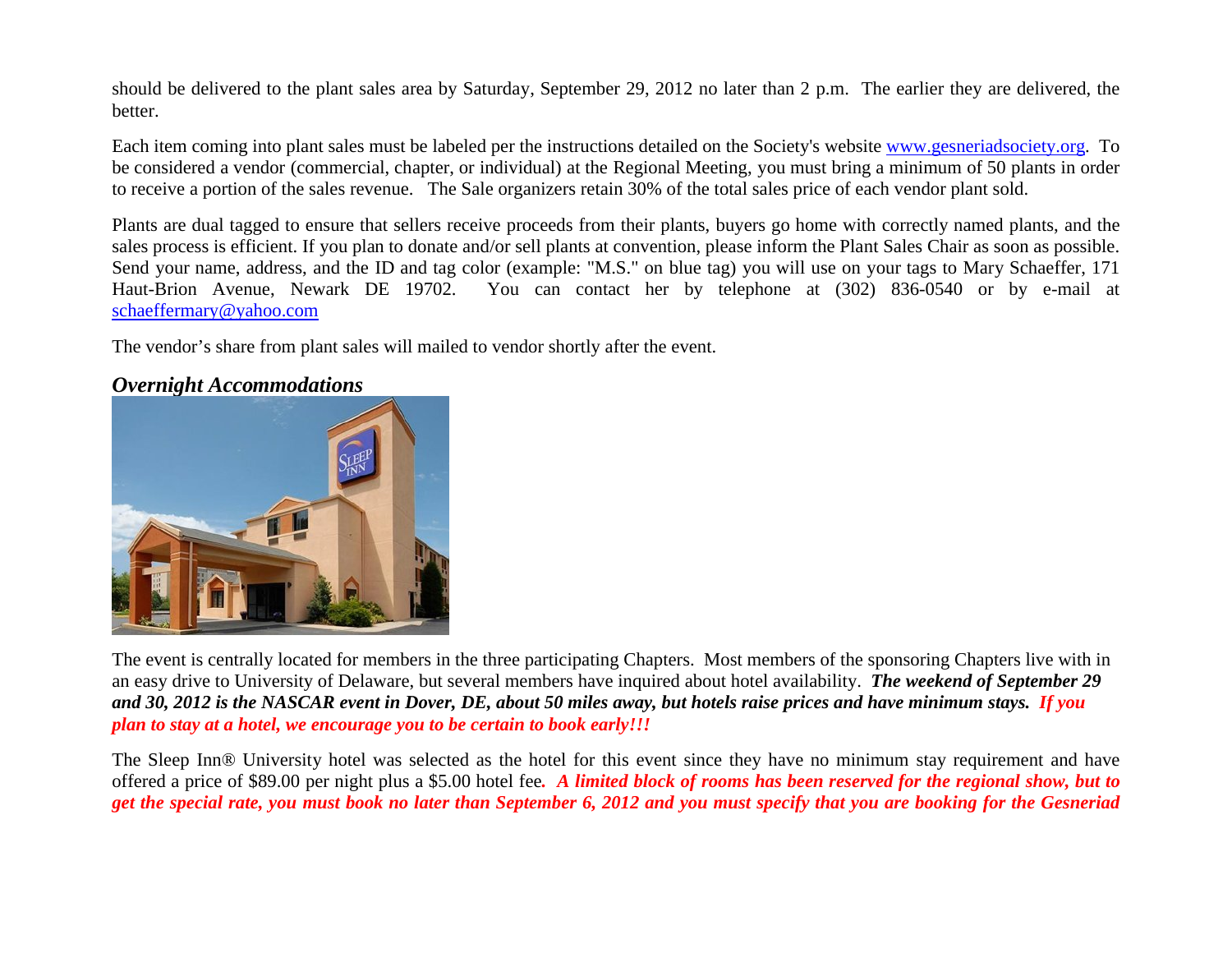should be delivered to the plant sales area by Saturday, September 29, 2012 no later than 2 p.m. The earlier they are delivered, the better.

Each item coming into plant sales must be labeled per the instructions detailed on the Society's website www.gesneriadsociety.org. To be considered a vendor (commercial, chapter, or individual) at the Regional Meeting, you must bring a minimum of 50 plants in order to receive a portion of the sales revenue. The Sale organizers retain 30% of the total sales price of each vendor plant sold.

Plants are dual tagged to ensure that sellers receive proceeds from their plants, buyers go home with correctly named plants, and the sales process is efficient. If you plan to donate and/or sell plants at convention, please inform the Plant Sales Chair as soon as possible. Send your name, address, and the ID and tag color (example: "M.S." on blue tag) you will use on your tags to Mary Schaeffer, 171 Haut-Brion Avenue, Newark DE 19702. You can contact her by telephone at (302) 836-0540 or by e-mail at schaeffermary@yahoo.com

The vendor's share from plant sales will mailed to vendor shortly after the event.

## *Overnight Accommodations*

The event is centrally located for members in the three participating Chapters. Most members of the sponsoring Chapters live with in an easy drive to University of Delaware, but several members have inquired about hotel availability. ***The weekend of September 29 and 30, 2012 is the NASCAR event in Dover, DE, about 50 miles away, but hotels raise prices and have minimum stays.*** ***If you plan to stay at a hotel, we encourage you to be certain to book early!!!***

The Sleep Inn® University hotel was selected as the hotel for this event since they have no minimum stay requirement and have offered a price of $89.00 per night plus a $5.00 hotel fee. ***A limited block of rooms has been reserved for the regional show, but to get the special rate, you must book no later than September 6, 2012 and you must specify that you are booking for the Gesneriad***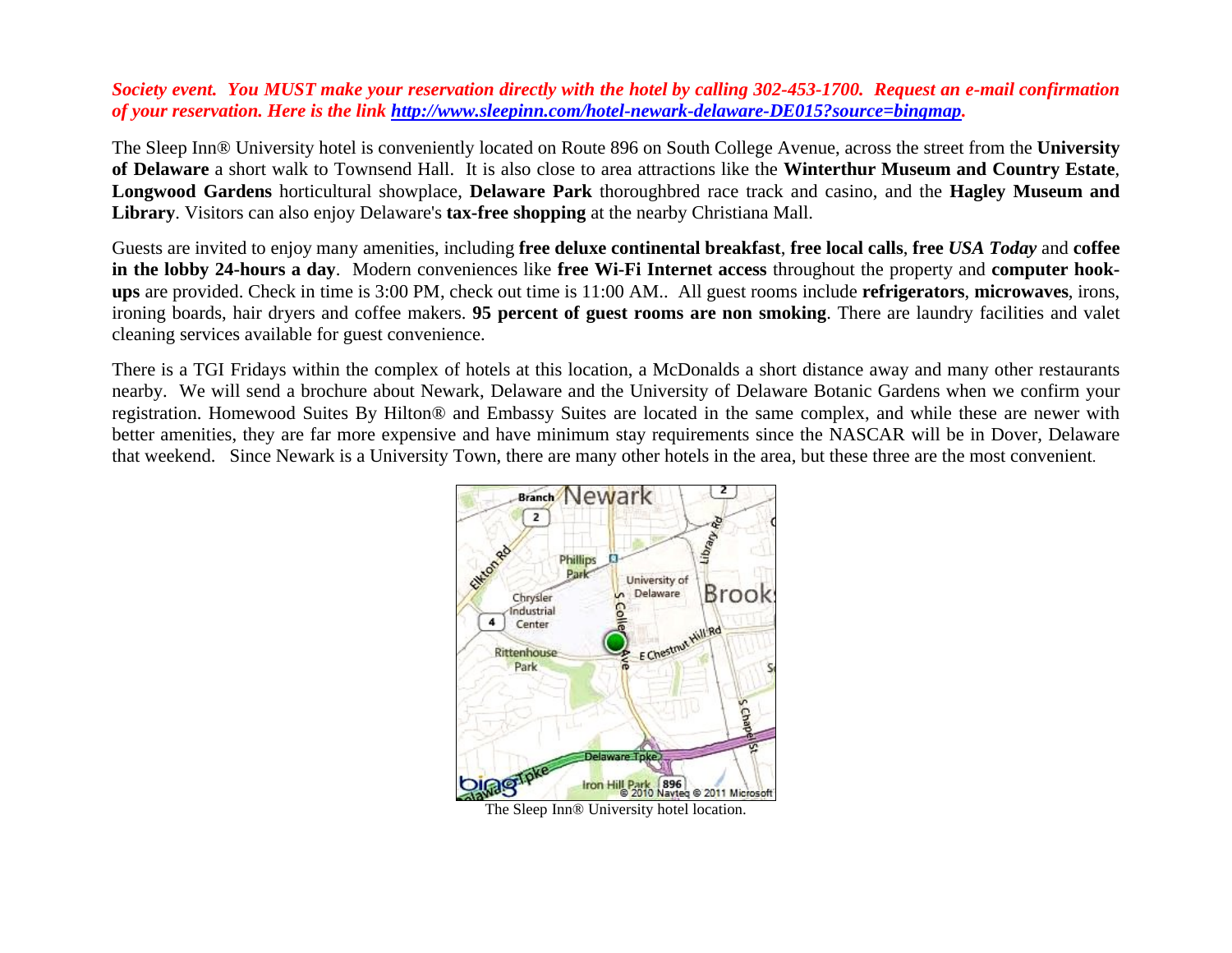***Society event. You MUST make your reservation directly with the hotel by calling 302-453-1700. Request an e-mail confirmation of your reservation. Here is the link [http://www.sleepinn.com/hotel-newark-delaware-DE015?source=bingmap](http://www.sleepinn.com/hotel-newark-delaware-DE015?source=bingmap).***

The Sleep Inn® University hotel is conveniently located on Route 896 on South College Avenue, across the street from the **University of Delaware** a short walk to Townsend Hall. It is also close to area attractions like the **Winterthur Museum and Country Estate**, **Longwood Gardens** horticultural showplace, **Delaware Park** thoroughbred race track and casino, and the **Hagley Museum and Library**. Visitors can also enjoy Delaware's **tax-free shopping** at the nearby Christiana Mall.

Guests are invited to enjoy many amenities, including **free deluxe continental breakfast**, **free local calls**, **free *USA Today*** and **coffee in the lobby 24-hours a day**. Modern conveniences like **free Wi-Fi Internet access** throughout the property and **computer hook-ups** are provided. Check in time is 3:00 PM, check out time is 11:00 AM.. All guest rooms include **refrigerators**, **microwaves**, irons, ironing boards, hair dryers and coffee makers. **95 percent of guest rooms are non smoking**. There are laundry facilities and valet cleaning services available for guest convenience.

There is a TGI Fridays within the complex of hotels at this location, a McDonalds a short distance away and many other restaurants nearby. We will send a brochure about Newark, Delaware and the University of Delaware Botanic Gardens when we confirm your registration. Homewood Suites By Hilton® and Embassy Suites are located in the same complex, and while these are newer with better amenities, they are far more expensive and have minimum stay requirements since the NASCAR will be in Dover, Delaware that weekend. Since Newark is a University Town, there are many other hotels in the area, but these three are the most convenient.

The Sleep Inn® University hotel location.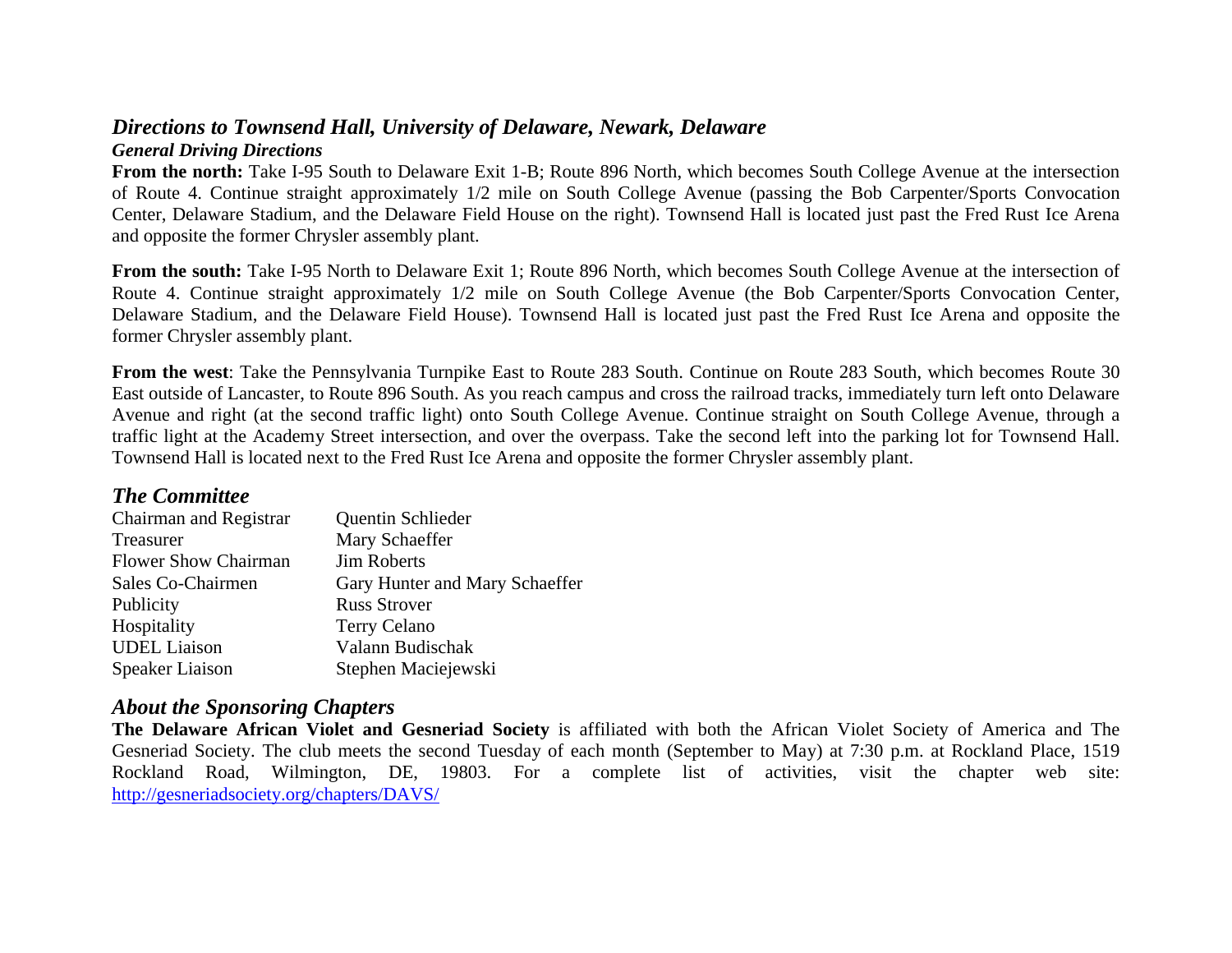## *Directions to Townsend Hall, University of Delaware, Newark, Delaware*

### *General Driving Directions*

**From the north:** Take I-95 South to Delaware Exit 1-B; Route 896 North, which becomes South College Avenue at the intersection of Route 4. Continue straight approximately 1/2 mile on South College Avenue (passing the Bob Carpenter/Sports Convocation Center, Delaware Stadium, and the Delaware Field House on the right). Townsend Hall is located just past the Fred Rust Ice Arena and opposite the former Chrysler assembly plant.

**From the south:** Take I-95 North to Delaware Exit 1; Route 896 North, which becomes South College Avenue at the intersection of Route 4. Continue straight approximately 1/2 mile on South College Avenue (the Bob Carpenter/Sports Convocation Center, Delaware Stadium, and the Delaware Field House). Townsend Hall is located just past the Fred Rust Ice Arena and opposite the former Chrysler assembly plant.

**From the west**: Take the Pennsylvania Turnpike East to Route 283 South. Continue on Route 283 South, which becomes Route 30 East outside of Lancaster, to Route 896 South. As you reach campus and cross the railroad tracks, immediately turn left onto Delaware Avenue and right (at the second traffic light) onto South College Avenue. Continue straight on South College Avenue, through a traffic light at the Academy Street intersection, and over the overpass. Take the second left into the parking lot for Townsend Hall. Townsend Hall is located next to the Fred Rust Ice Arena and opposite the former Chrysler assembly plant.

## *The Committee*

| | |
|---|---|
| Chairman and Registrar | Quentin Schlieder |
| Treasurer | Mary Schaeffer |
| Flower Show Chairman | Jim Roberts |
| Sales Co-Chairmen | Gary Hunter and Mary Schaeffer |
| Publicity | Russ Strover |
| Hospitality | Terry Celano |
| UDEL Liaison | Valann Budischak |
| Speaker Liaison | Stephen Maciejewski |

## *About the Sponsoring Chapters*

**The Delaware African Violet and Gesneriad Society** is affiliated with both the African Violet Society of America and The Gesneriad Society. The club meets the second Tuesday of each month (September to May) at 7:30 p.m. at Rockland Place, 1519 Rockland Road, Wilmington, DE, 19803. For a complete list of activities, visit the chapter web site: http://gesneriadsociety.org/chapters/DAVS/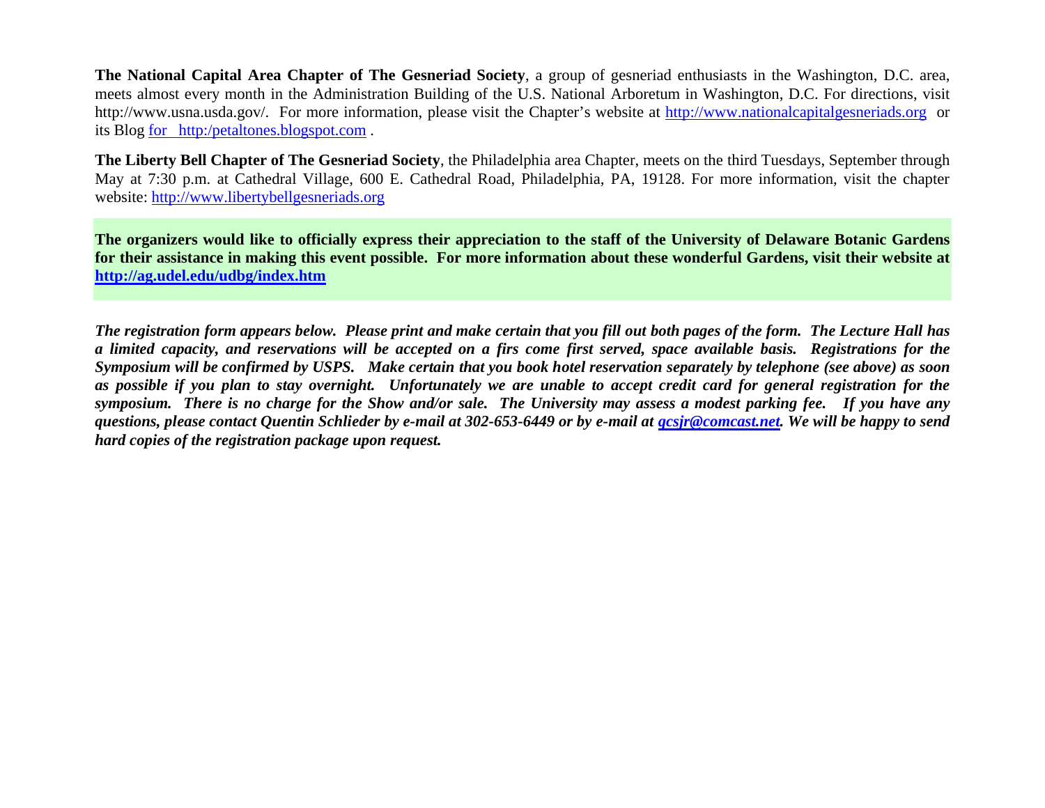**The National Capital Area Chapter of The Gesneriad Society**, a group of gesneriad enthusiasts in the Washington, D.C. area, meets almost every month in the Administration Building of the U.S. National Arboretum in Washington, D.C. For directions, visit http://www.usna.usda.gov/. For more information, please visit the Chapter's website at http://www.nationalcapitalgesneriads.org or its Blog for http:/petaltones.blogspot.com .

**The Liberty Bell Chapter of The Gesneriad Society**, the Philadelphia area Chapter, meets on the third Tuesdays, September through May at 7:30 p.m. at Cathedral Village, 600 E. Cathedral Road, Philadelphia, PA, 19128. For more information, visit the chapter website: http://www.libertybellgesneriads.org

**The organizers would like to officially express their appreciation to the staff of the University of Delaware Botanic Gardens for their assistance in making this event possible. For more information about these wonderful Gardens, visit their website at http://ag.udel.edu/udbg/index.htm**

***The registration form appears below. Please print and make certain that you fill out both pages of the form. The Lecture Hall has a limited capacity, and reservations will be accepted on a firs come first served, space available basis. Registrations for the Symposium will be confirmed by USPS. Make certain that you book hotel reservation separately by telephone (see above) as soon as possible if you plan to stay overnight. Unfortunately we are unable to accept credit card for general registration for the symposium. There is no charge for the Show and/or sale. The University may assess a modest parking fee. If you have any questions, please contact Quentin Schlieder by e-mail at 302-653-6449 or by e-mail at qcsjr@comcast.net. We will be happy to send hard copies of the registration package upon request.***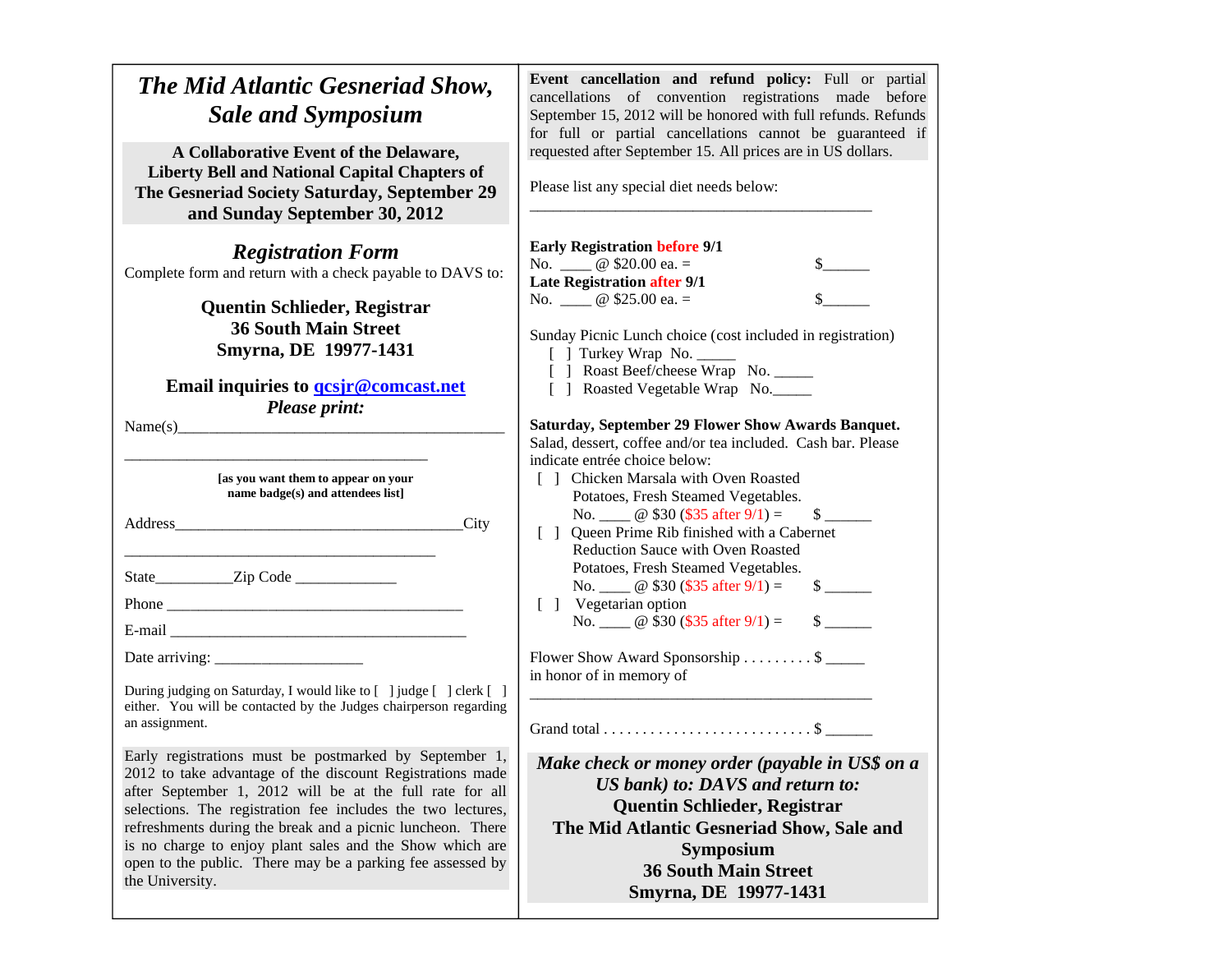# *The Mid Atlantic Gesneriad Show, Sale and Symposium*

**A Collaborative Event of the Delaware, Liberty Bell and National Capital Chapters of The Gesneriad Society Saturday, September 29 and Sunday September 30, 2012**

## *Registration Form*

Complete form and return with a check payable to DAVS to:

**Quentin Schlieder, Registrar**
**36 South Main Street**
**Smyrna, DE 19977-1431**

**Email inquiries to qcsjr@comcast.net**

***Please print:***

Name(s)_____________________________________________

_______________________________________

**[as you want them to appear on your name badge(s) and attendees list]**

Address_____________________________________City

_______________________________________

State__________Zip Code _____________

Phone ________________________________________

E-mail ________________________________________

Date arriving: ___________________

During judging on Saturday, I would like to [ ] judge [ ] clerk [ ] either. You will be contacted by the Judges chairperson regarding an assignment.

Early registrations must be postmarked by September 1, 2012 to take advantage of the discount Registrations made after September 1, 2012 will be at the full rate for all selections. The registration fee includes the two lectures, refreshments during the break and a picnic luncheon. There is no charge to enjoy plant sales and the Show which are open to the public. There may be a parking fee assessed by the University.

**Event cancellation and refund policy:** Full or partial cancellations of convention registrations made before September 15, 2012 will be honored with full refunds. Refunds for full or partial cancellations cannot be guaranteed if requested after September 15. All prices are in US dollars.

Please list any special diet needs below:

____________________________________________

**Early Registration before 9/1**
No. ____ @ $20.00 ea. = $______
**Late Registration after 9/1**
No. ____ @ $25.00 ea. = $______

Sunday Picnic Lunch choice (cost included in registration)

[ ] Turkey Wrap No. _____
[ ] Roast Beef/cheese Wrap No. _____
[ ] Roasted Vegetable Wrap No._____

**Saturday, September 29 Flower Show Awards Banquet.** Salad, dessert, coffee and/or tea included. Cash bar. Please indicate entrée choice below:

[ ] Chicken Marsala with Oven Roasted Potatoes, Fresh Steamed Vegetables.
No. ____ @ $30 ($35 after 9/1) = $ ______

[ ] Queen Prime Rib finished with a Cabernet Reduction Sauce with Oven Roasted Potatoes, Fresh Steamed Vegetables.
No. ____ @ $30 ($35 after 9/1) = $ ______

[ ] Vegetarian option
No. ____ @ $30 ($35 after 9/1) = $ ______

Flower Show Award Sponsorship . . . . . . . . . $ _____
in honor of in memory of

____________________________________________

Grand total . . . . . . . . . . . . . . . . . . . . . . . . . . $ ______

***Make check or money order (payable in US$ on a US bank) to: DAVS and return to:***
**Quentin Schlieder, Registrar**
**The Mid Atlantic Gesneriad Show, Sale and Symposium**
**36 South Main Street**
**Smyrna, DE 19977-1431**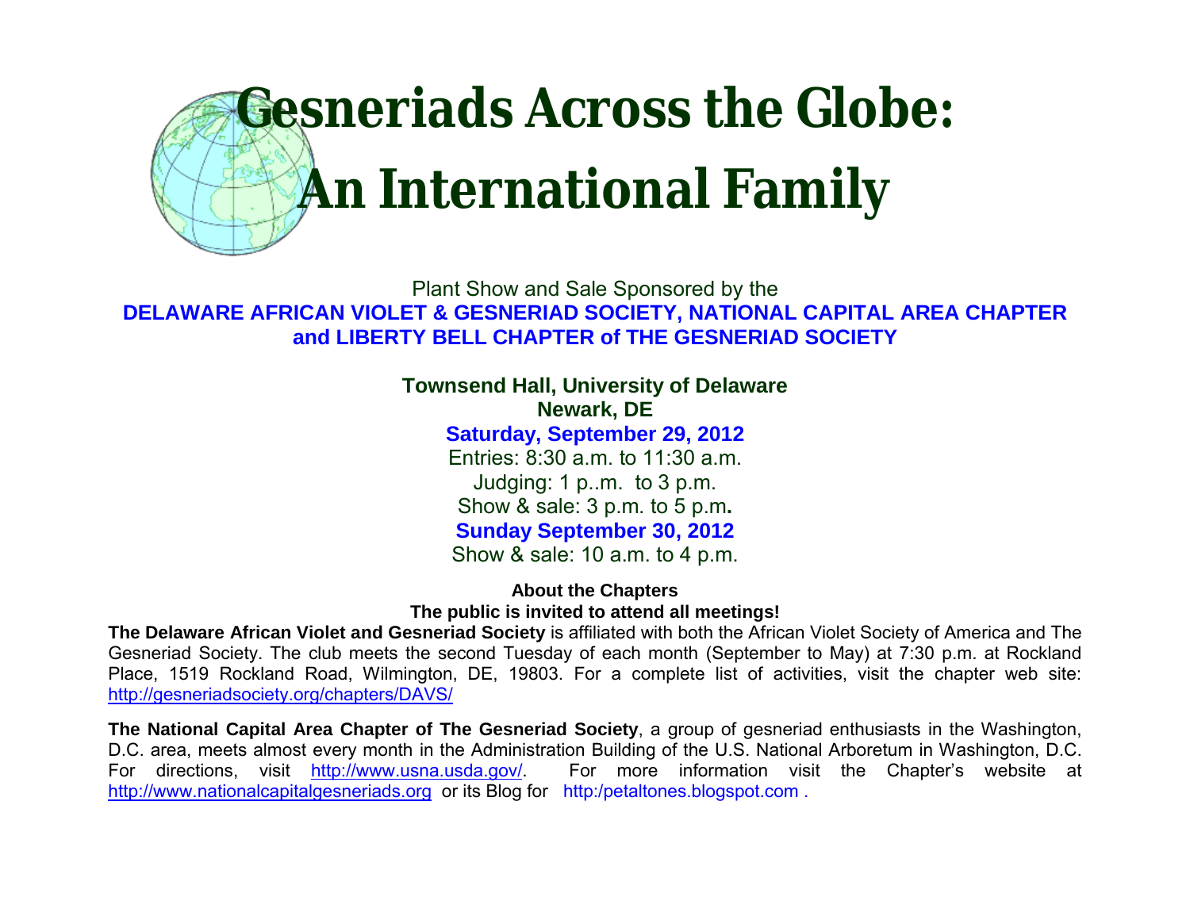# Gesneriads Across the Globe: An International Family

Plant Show and Sale Sponsored by the

**DELAWARE AFRICAN VIOLET & GESNERIAD SOCIETY, NATIONAL CAPITAL AREA CHAPTER and LIBERTY BELL CHAPTER of THE GESNERIAD SOCIETY**

**Townsend Hall, University of Delaware**
**Newark, DE**

**Saturday, September 29, 2012**

Entries: 8:30 a.m. to 11:30 a.m.
Judging: 1 p..m. to 3 p.m.
Show & sale: 3 p.m. to 5 p.m**.**

**Sunday September 30, 2012**

Show & sale: 10 a.m. to 4 p.m.

**About the Chapters**

**The public is invited to attend all meetings!**

**The Delaware African Violet and Gesneriad Society** is affiliated with both the African Violet Society of America and The Gesneriad Society. The club meets the second Tuesday of each month (September to May) at 7:30 p.m. at Rockland Place, 1519 Rockland Road, Wilmington, DE, 19803. For a complete list of activities, visit the chapter web site: http://gesneriadsociety.org/chapters/DAVS/

**The National Capital Area Chapter of The Gesneriad Society**, a group of gesneriad enthusiasts in the Washington, D.C. area, meets almost every month in the Administration Building of the U.S. National Arboretum in Washington, D.C. For directions, visit http://www.usna.usda.gov/. For more information visit the Chapter's website at http://www.nationalcapitalgesneriads.org or its Blog for http:/petaltones.blogspot.com .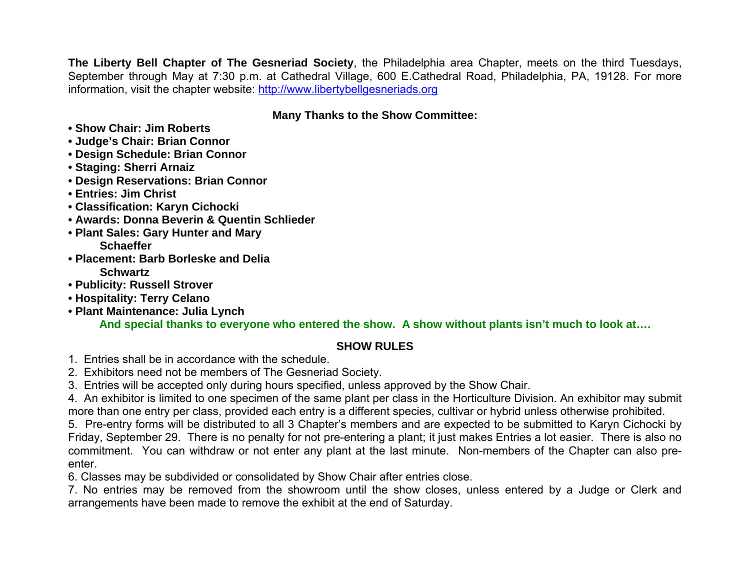**The Liberty Bell Chapter of The Gesneriad Society**, the Philadelphia area Chapter, meets on the third Tuesdays, September through May at 7:30 p.m. at Cathedral Village, 600 E.Cathedral Road, Philadelphia, PA, 19128. For more information, visit the chapter website: [http://www.libertybellgesneriads.org](http://www.libertybellgesneriads.org)

**Many Thanks to the Show Committee:**

- **Show Chair: Jim Roberts**
- **Judge's Chair: Brian Connor**
- **Design Schedule: Brian Connor**
- **Staging: Sherri Arnaiz**
- **Design Reservations: Brian Connor**
- **Entries: Jim Christ**
- **Classification: Karyn Cichocki**
- **Awards: Donna Beverin & Quentin Schlieder**
- **Plant Sales: Gary Hunter and Mary Schaeffer**
- **Placement: Barb Borleske and Delia Schwartz**
- **Publicity: Russell Strover**
- **Hospitality: Terry Celano**
- **Plant Maintenance: Julia Lynch**

**And special thanks to everyone who entered the show. A show without plants isn't much to look at….**

## SHOW RULES

1. Entries shall be in accordance with the schedule.
2. Exhibitors need not be members of The Gesneriad Society.
3. Entries will be accepted only during hours specified, unless approved by the Show Chair.
4. An exhibitor is limited to one specimen of the same plant per class in the Horticulture Division. An exhibitor may submit more than one entry per class, provided each entry is a different species, cultivar or hybrid unless otherwise prohibited.
5. Pre-entry forms will be distributed to all 3 Chapter's members and are expected to be submitted to Karyn Cichocki by Friday, September 29. There is no penalty for not pre-entering a plant; it just makes Entries a lot easier. There is also no commitment. You can withdraw or not enter any plant at the last minute. Non-members of the Chapter can also pre-enter.
6. Classes may be subdivided or consolidated by Show Chair after entries close.
7. No entries may be removed from the showroom until the show closes, unless entered by a Judge or Clerk and arrangements have been made to remove the exhibit at the end of Saturday.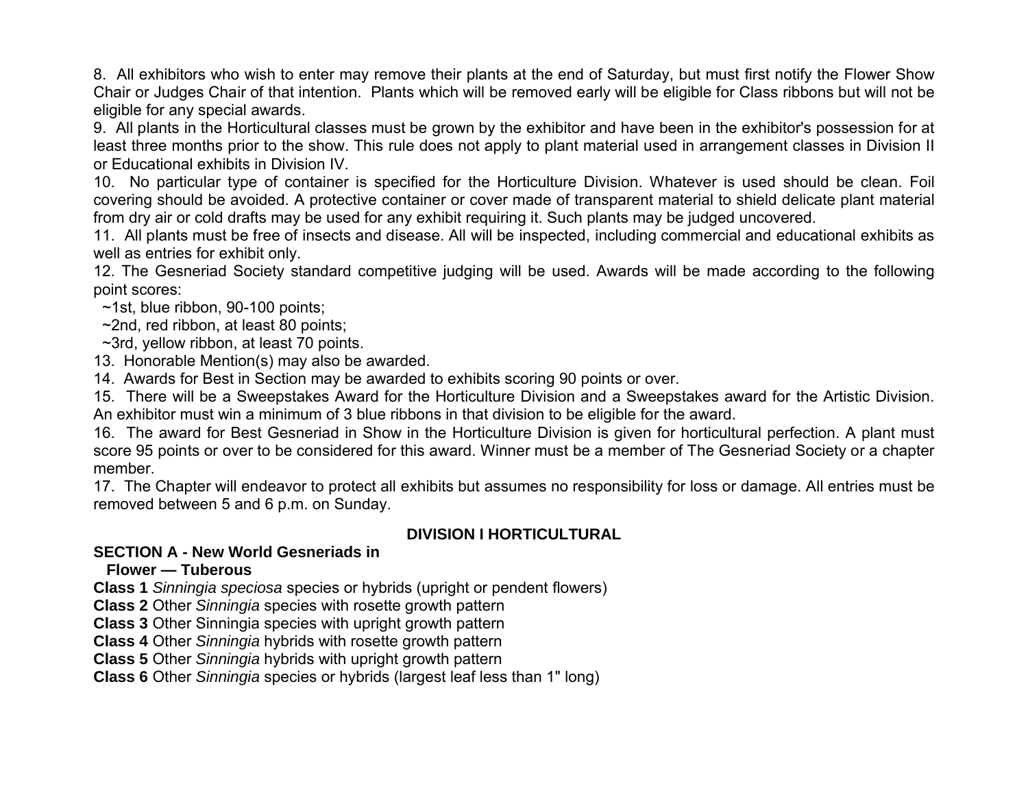8. All exhibitors who wish to enter may remove their plants at the end of Saturday, but must first notify the Flower Show Chair or Judges Chair of that intention. Plants which will be removed early will be eligible for Class ribbons but will not be eligible for any special awards.

9. All plants in the Horticultural classes must be grown by the exhibitor and have been in the exhibitor's possession for at least three months prior to the show. This rule does not apply to plant material used in arrangement classes in Division II or Educational exhibits in Division IV.

10. No particular type of container is specified for the Horticulture Division. Whatever is used should be clean. Foil covering should be avoided. A protective container or cover made of transparent material to shield delicate plant material from dry air or cold drafts may be used for any exhibit requiring it. Such plants may be judged uncovered.

11. All plants must be free of insects and disease. All will be inspected, including commercial and educational exhibits as well as entries for exhibit only.

12. The Gesneriad Society standard competitive judging will be used. Awards will be made according to the following point scores:

~1st, blue ribbon, 90-100 points;
~2nd, red ribbon, at least 80 points;
~3rd, yellow ribbon, at least 70 points.

13. Honorable Mention(s) may also be awarded.

14. Awards for Best in Section may be awarded to exhibits scoring 90 points or over.

15. There will be a Sweepstakes Award for the Horticulture Division and a Sweepstakes award for the Artistic Division. An exhibitor must win a minimum of 3 blue ribbons in that division to be eligible for the award.

16. The award for Best Gesneriad in Show in the Horticulture Division is given for horticultural perfection. A plant must score 95 points or over to be considered for this award. Winner must be a member of The Gesneriad Society or a chapter member.

17. The Chapter will endeavor to protect all exhibits but assumes no responsibility for loss or damage. All entries must be removed between 5 and 6 p.m. on Sunday.

## DIVISION I HORTICULTURAL

### SECTION A - New World Gesneriads in Flower — Tuberous

**Class 1** *Sinningia speciosa* species or hybrids (upright or pendent flowers)
**Class 2** Other *Sinningia* species with rosette growth pattern
**Class 3** Other Sinningia species with upright growth pattern
**Class 4** Other *Sinningia* hybrids with rosette growth pattern
**Class 5** Other *Sinningia* hybrids with upright growth pattern
**Class 6** Other *Sinningia* species or hybrids (largest leaf less than 1" long)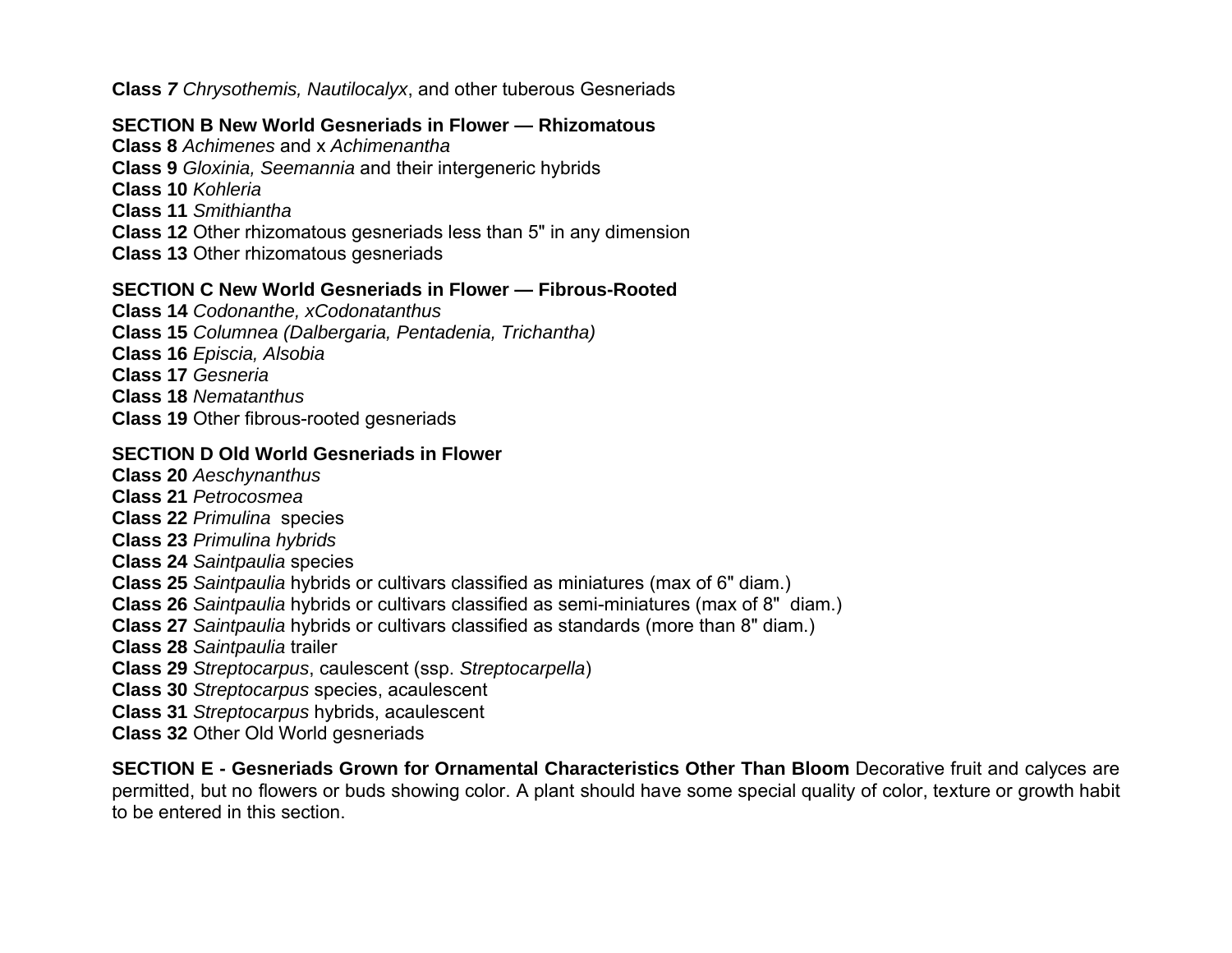**Class 7** *Chrysothemis, Nautilocalyx*, and other tuberous Gesneriads

**SECTION B New World Gesneriads in Flower — Rhizomatous**

**Class 8** *Achimenes* and x *Achimenantha*
**Class 9** *Gloxinia, Seemannia* and their intergeneric hybrids
**Class 10** *Kohleria*
**Class 11** *Smithiantha*
**Class 12** Other rhizomatous gesneriads less than 5" in any dimension
**Class 13** Other rhizomatous gesneriads

**SECTION C New World Gesneriads in Flower — Fibrous-Rooted**

**Class 14** *Codonanthe, xCodonatanthus*
**Class 15** *Columnea (Dalbergaria, Pentadenia, Trichantha)*
**Class 16** *Episcia, Alsobia*
**Class 17** *Gesneria*
**Class 18** *Nematanthus*
**Class 19** Other fibrous-rooted gesneriads

**SECTION D Old World Gesneriads in Flower**

**Class 20** *Aeschynanthus*
**Class 21** *Petrocosmea*
**Class 22** *Primulina* species
**Class 23** *Primulina hybrids*
**Class 24** *Saintpaulia* species
**Class 25** *Saintpaulia* hybrids or cultivars classified as miniatures (max of 6" diam.)
**Class 26** *Saintpaulia* hybrids or cultivars classified as semi-miniatures (max of 8" diam.)
**Class 27** *Saintpaulia* hybrids or cultivars classified as standards (more than 8" diam.)
**Class 28** *Saintpaulia* trailer
**Class 29** *Streptocarpus*, caulescent (ssp. *Streptocarpella*)
**Class 30** *Streptocarpus* species, acaulescent
**Class 31** *Streptocarpus* hybrids, acaulescent
**Class 32** Other Old World gesneriads

**SECTION E - Gesneriads Grown for Ornamental Characteristics Other Than Bloom** Decorative fruit and calyces are permitted, but no flowers or buds showing color. A plant should have some special quality of color, texture or growth habit to be entered in this section.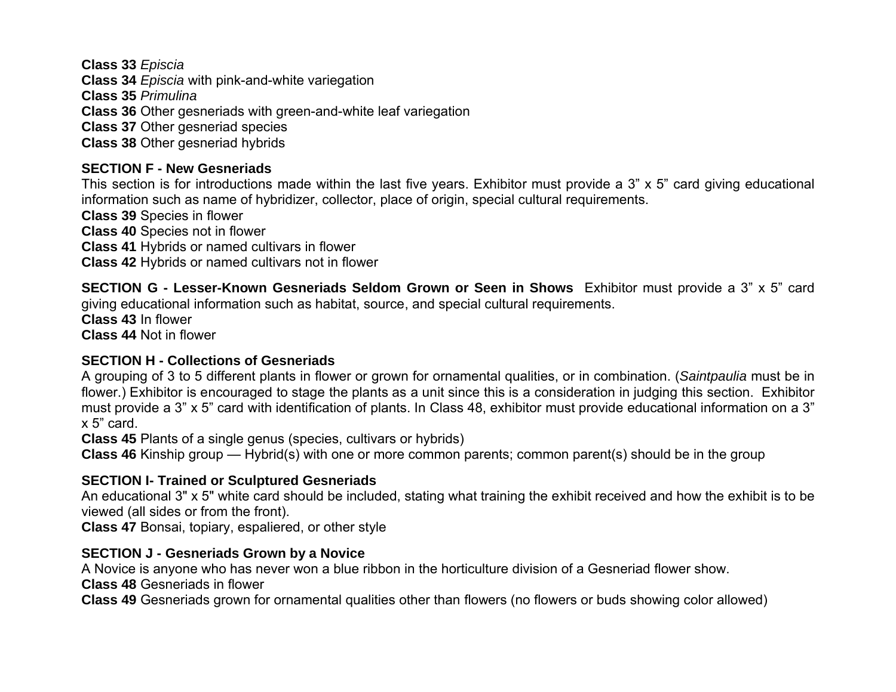**Class 33** *Episcia*
**Class 34** *Episcia* with pink-and-white variegation
**Class 35** *Primulina*
**Class 36** Other gesneriads with green-and-white leaf variegation
**Class 37** Other gesneriad species
**Class 38** Other gesneriad hybrids

**SECTION F - New Gesneriads**
This section is for introductions made within the last five years. Exhibitor must provide a 3" x 5" card giving educational information such as name of hybridizer, collector, place of origin, special cultural requirements.
**Class 39** Species in flower
**Class 40** Species not in flower
**Class 41** Hybrids or named cultivars in flower
**Class 42** Hybrids or named cultivars not in flower

**SECTION G - Lesser-Known Gesneriads Seldom Grown or Seen in Shows** Exhibitor must provide a 3" x 5" card giving educational information such as habitat, source, and special cultural requirements.
**Class 43** In flower
**Class 44** Not in flower

**SECTION H - Collections of Gesneriads**
A grouping of 3 to 5 different plants in flower or grown for ornamental qualities, or in combination. (*Saintpaulia* must be in flower.) Exhibitor is encouraged to stage the plants as a unit since this is a consideration in judging this section. Exhibitor must provide a 3" x 5" card with identification of plants. In Class 48, exhibitor must provide educational information on a 3" x 5" card.
**Class 45** Plants of a single genus (species, cultivars or hybrids)
**Class 46** Kinship group — Hybrid(s) with one or more common parents; common parent(s) should be in the group

**SECTION I- Trained or Sculptured Gesneriads**
An educational 3" x 5" white card should be included, stating what training the exhibit received and how the exhibit is to be viewed (all sides or from the front).
**Class 47** Bonsai, topiary, espaliered, or other style

**SECTION J - Gesneriads Grown by a Novice**
A Novice is anyone who has never won a blue ribbon in the horticulture division of a Gesneriad flower show.
**Class 48** Gesneriads in flower
**Class 49** Gesneriads grown for ornamental qualities other than flowers (no flowers or buds showing color allowed)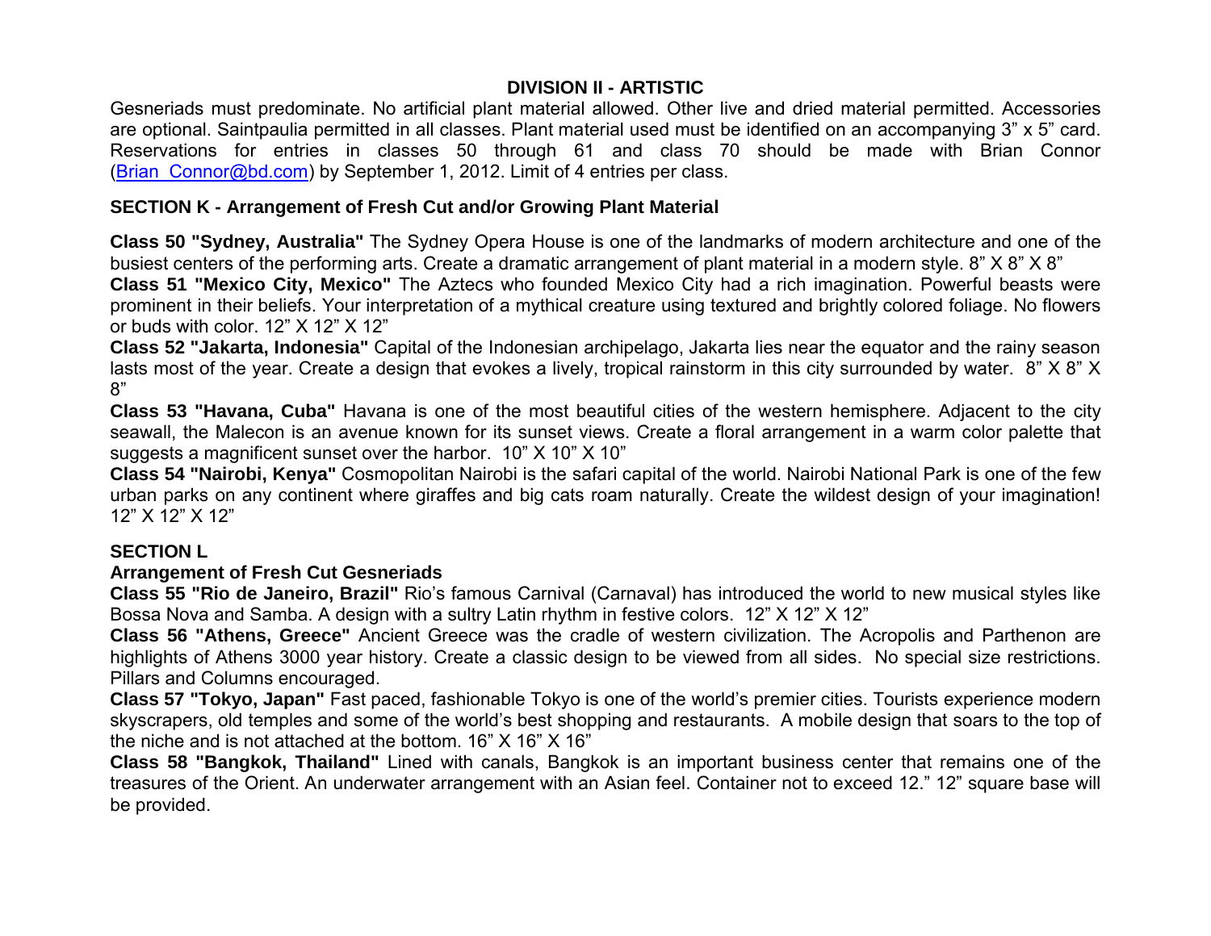## DIVISION II - ARTISTIC

Gesneriads must predominate. No artificial plant material allowed. Other live and dried material permitted. Accessories are optional. Saintpaulia permitted in all classes. Plant material used must be identified on an accompanying 3" x 5" card. Reservations for entries in classes 50 through 61 and class 70 should be made with Brian Connor (Brian_Connor@bd.com) by September 1, 2012. Limit of 4 entries per class.

### SECTION K - Arrangement of Fresh Cut and/or Growing Plant Material

**Class 50 "Sydney, Australia"** The Sydney Opera House is one of the landmarks of modern architecture and one of the busiest centers of the performing arts. Create a dramatic arrangement of plant material in a modern style. 8" X 8" X 8"

**Class 51 "Mexico City, Mexico"** The Aztecs who founded Mexico City had a rich imagination. Powerful beasts were prominent in their beliefs. Your interpretation of a mythical creature using textured and brightly colored foliage. No flowers or buds with color. 12" X 12" X 12"

**Class 52 "Jakarta, Indonesia"** Capital of the Indonesian archipelago, Jakarta lies near the equator and the rainy season lasts most of the year. Create a design that evokes a lively, tropical rainstorm in this city surrounded by water. 8" X 8" X 8"

**Class 53 "Havana, Cuba"** Havana is one of the most beautiful cities of the western hemisphere. Adjacent to the city seawall, the Malecon is an avenue known for its sunset views. Create a floral arrangement in a warm color palette that suggests a magnificent sunset over the harbor. 10" X 10" X 10"

**Class 54 "Nairobi, Kenya"** Cosmopolitan Nairobi is the safari capital of the world. Nairobi National Park is one of the few urban parks on any continent where giraffes and big cats roam naturally. Create the wildest design of your imagination! 12" X 12" X 12"

### SECTION L

### Arrangement of Fresh Cut Gesneriads

**Class 55 "Rio de Janeiro, Brazil"** Rio's famous Carnival (Carnaval) has introduced the world to new musical styles like Bossa Nova and Samba. A design with a sultry Latin rhythm in festive colors. 12" X 12" X 12"

**Class 56 "Athens, Greece"** Ancient Greece was the cradle of western civilization. The Acropolis and Parthenon are highlights of Athens 3000 year history. Create a classic design to be viewed from all sides. No special size restrictions. Pillars and Columns encouraged.

**Class 57 "Tokyo, Japan"** Fast paced, fashionable Tokyo is one of the world's premier cities. Tourists experience modern skyscrapers, old temples and some of the world's best shopping and restaurants. A mobile design that soars to the top of the niche and is not attached at the bottom. 16" X 16" X 16"

**Class 58 "Bangkok, Thailand"** Lined with canals, Bangkok is an important business center that remains one of the treasures of the Orient. An underwater arrangement with an Asian feel. Container not to exceed 12." 12" square base will be provided.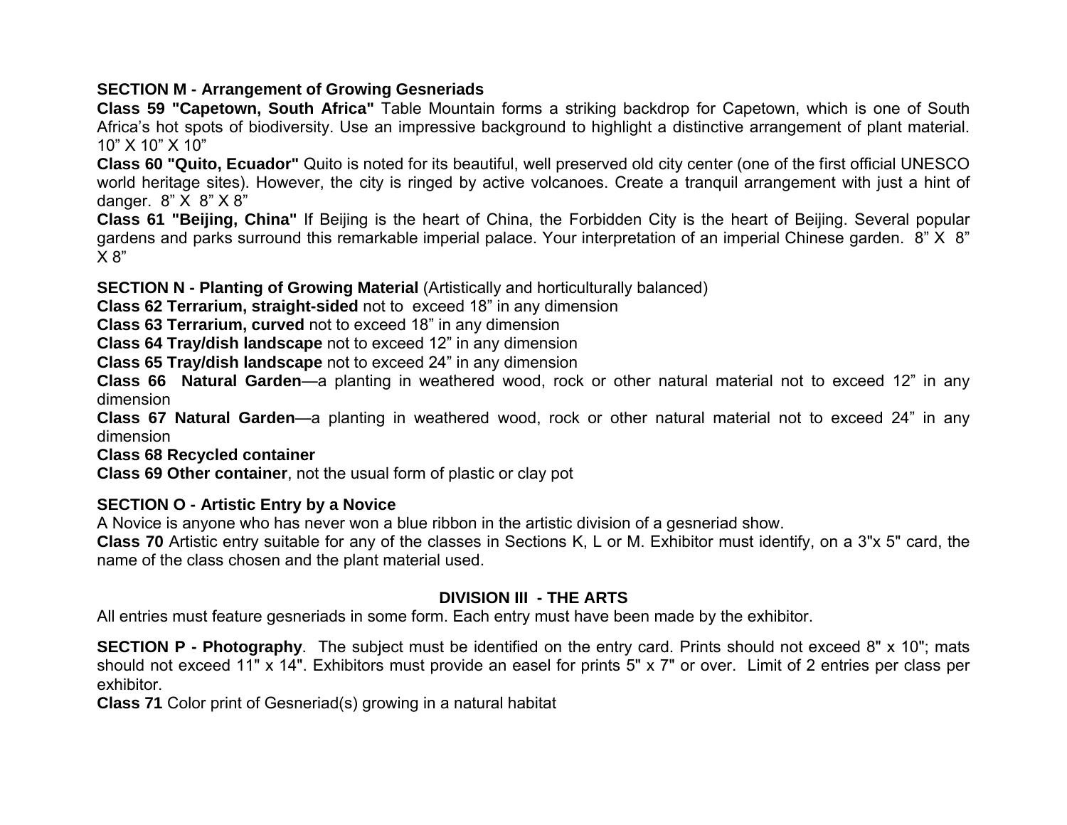**SECTION M - Arrangement of Growing Gesneriads**

**Class 59 "Capetown, South Africa"** Table Mountain forms a striking backdrop for Capetown, which is one of South Africa's hot spots of biodiversity. Use an impressive background to highlight a distinctive arrangement of plant material. 10" X 10" X 10"

**Class 60 "Quito, Ecuador"** Quito is noted for its beautiful, well preserved old city center (one of the first official UNESCO world heritage sites). However, the city is ringed by active volcanoes. Create a tranquil arrangement with just a hint of danger. 8" X 8" X 8"

**Class 61 "Beijing, China"** If Beijing is the heart of China, the Forbidden City is the heart of Beijing. Several popular gardens and parks surround this remarkable imperial palace. Your interpretation of an imperial Chinese garden. 8" X 8" X 8"

**SECTION N - Planting of Growing Material** (Artistically and horticulturally balanced)

**Class 62 Terrarium, straight-sided** not to exceed 18" in any dimension

**Class 63 Terrarium, curved** not to exceed 18" in any dimension

**Class 64 Tray/dish landscape** not to exceed 12" in any dimension

**Class 65 Tray/dish landscape** not to exceed 24" in any dimension

**Class 66 Natural Garden**—a planting in weathered wood, rock or other natural material not to exceed 12" in any dimension

**Class 67 Natural Garden**—a planting in weathered wood, rock or other natural material not to exceed 24" in any dimension

**Class 68 Recycled container**

**Class 69 Other container**, not the usual form of plastic or clay pot

**SECTION O - Artistic Entry by a Novice**

A Novice is anyone who has never won a blue ribbon in the artistic division of a gesneriad show.

**Class 70** Artistic entry suitable for any of the classes in Sections K, L or M. Exhibitor must identify, on a 3"x 5" card, the name of the class chosen and the plant material used.

## DIVISION III - THE ARTS

All entries must feature gesneriads in some form. Each entry must have been made by the exhibitor.

**SECTION P - Photography**. The subject must be identified on the entry card. Prints should not exceed 8" x 10"; mats should not exceed 11" x 14". Exhibitors must provide an easel for prints 5" x 7" or over. Limit of 2 entries per class per exhibitor.

**Class 71** Color print of Gesneriad(s) growing in a natural habitat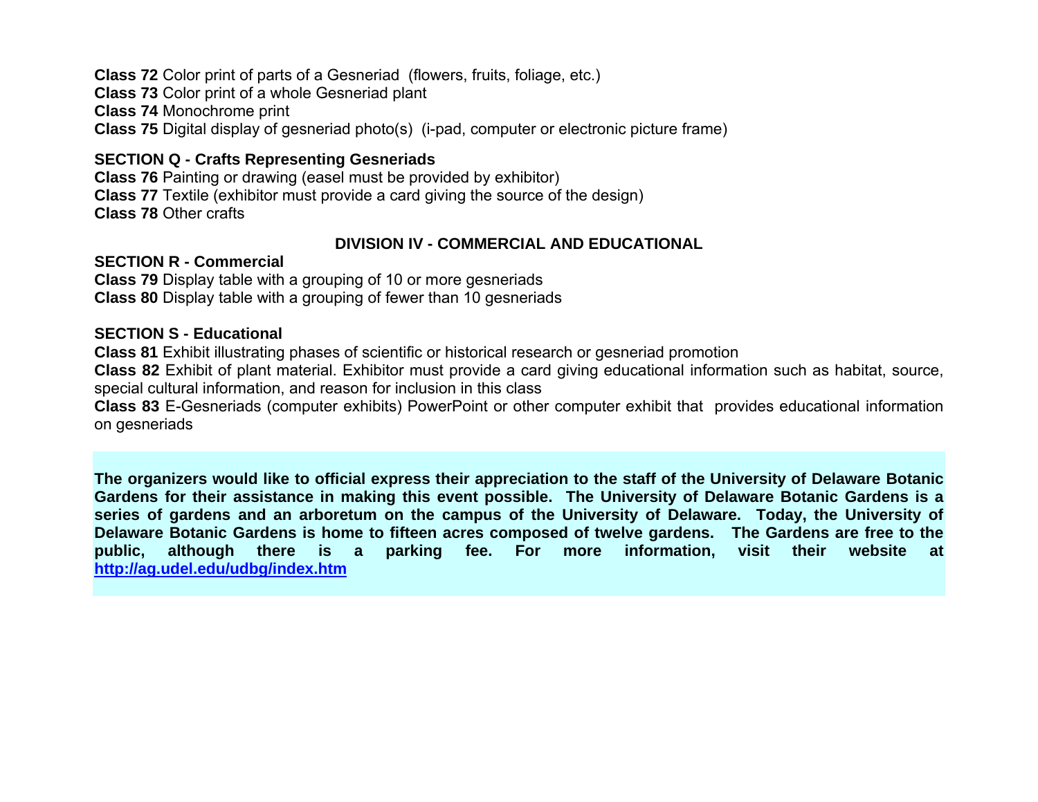**Class 72** Color print of parts of a Gesneriad (flowers, fruits, foliage, etc.)
**Class 73** Color print of a whole Gesneriad plant
**Class 74** Monochrome print
**Class 75** Digital display of gesneriad photo(s) (i-pad, computer or electronic picture frame)

**SECTION Q - Crafts Representing Gesneriads**
**Class 76** Painting or drawing (easel must be provided by exhibitor)
**Class 77** Textile (exhibitor must provide a card giving the source of the design)
**Class 78** Other crafts

## DIVISION IV - COMMERCIAL AND EDUCATIONAL

**SECTION R - Commercial**
**Class 79** Display table with a grouping of 10 or more gesneriads
**Class 80** Display table with a grouping of fewer than 10 gesneriads

**SECTION S - Educational**
**Class 81** Exhibit illustrating phases of scientific or historical research or gesneriad promotion
**Class 82** Exhibit of plant material. Exhibitor must provide a card giving educational information such as habitat, source, special cultural information, and reason for inclusion in this class
**Class 83** E-Gesneriads (computer exhibits) PowerPoint or other computer exhibit that provides educational information on gesneriads

**The organizers would like to official express their appreciation to the staff of the University of Delaware Botanic Gardens for their assistance in making this event possible. The University of Delaware Botanic Gardens is a series of gardens and an arboretum on the campus of the University of Delaware. Today, the University of Delaware Botanic Gardens is home to fifteen acres composed of twelve gardens. The Gardens are free to the public, although there is a parking fee. For more information, visit their website at [http://ag.udel.edu/udbg/index.htm](http://ag.udel.edu/udbg/index.htm)**